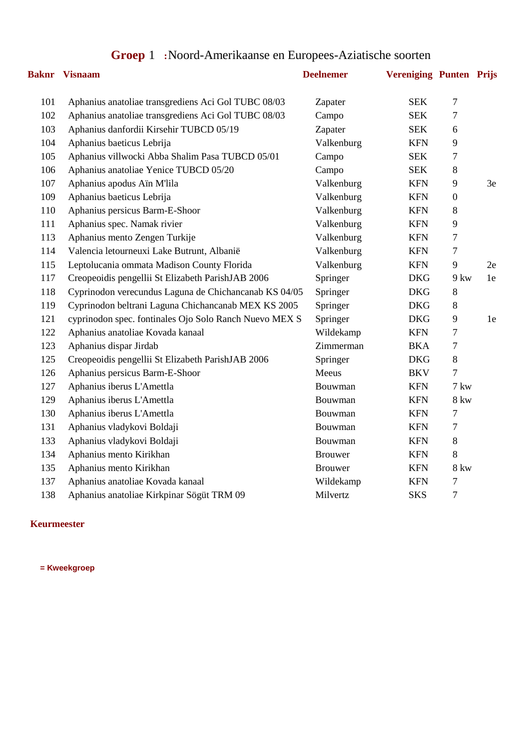## **Groep** 1 **:**Noord-Amerikaanse en Europees-Aziatische soorten

| **Baknr** | **Visnaam** | **Deelnemer** | **Vereniging** | **Punten** | **Prijs** |
|---|---|---|---|---|---|
| 101 | Aphanius anatoliae transgrediens Aci Gol TUBC 08/03 | Zapater | SEK | 7 | |
| 102 | Aphanius anatoliae transgrediens Aci Gol TUBC 08/03 | Campo | SEK | 7 | |
| 103 | Aphanius danfordii Kirsehir TUBCD 05/19 | Zapater | SEK | 6 | |
| 104 | Aphanius baeticus Lebrija | Valkenburg | KFN | 9 | |
| 105 | Aphanius villwocki Abba Shalim Pasa TUBCD 05/01 | Campo | SEK | 7 | |
| 106 | Aphanius anatoliae Yenice TUBCD 05/20 | Campo | SEK | 8 | |
| 107 | Aphanius apodus Aïn M'lila | Valkenburg | KFN | 9 | 3e |
| 109 | Aphanius baeticus Lebrija | Valkenburg | KFN | 0 | |
| 110 | Aphanius persicus Barm-E-Shoor | Valkenburg | KFN | 8 | |
| 111 | Aphanius spec. Namak rivier | Valkenburg | KFN | 9 | |
| 113 | Aphanius mento Zengen Turkije | Valkenburg | KFN | 7 | |
| 114 | Valencia letourneuxi Lake Butrunt, Albanië | Valkenburg | KFN | 7 | |
| 115 | Leptolucania ommata Madison County Florida | Valkenburg | KFN | 9 | 2e |
| 117 | Creopeoidis pengellii St Elizabeth ParishJAB 2006 | Springer | DKG | 9 kw | 1e |
| 118 | Cyprinodon verecundus Laguna de Chichancanab KS 04/05 | Springer | DKG | 8 | |
| 119 | Cyprinodon beltrani Laguna Chichancanab MEX KS 2005 | Springer | DKG | 8 | |
| 121 | cyprinodon spec. fontinales Ojo Solo Ranch Nuevo MEX S | Springer | DKG | 9 | 1e |
| 122 | Aphanius anatoliae Kovada kanaal | Wildekamp | KFN | 7 | |
| 123 | Aphanius dispar Jirdab | Zimmerman | BKA | 7 | |
| 125 | Creopeoidis pengellii St Elizabeth ParishJAB 2006 | Springer | DKG | 8 | |
| 126 | Aphanius persicus Barm-E-Shoor | Meeus | BKV | 7 | |
| 127 | Aphanius iberus L'Amettla | Bouwman | KFN | 7 kw | |
| 129 | Aphanius iberus L'Amettla | Bouwman | KFN | 8 kw | |
| 130 | Aphanius iberus L'Amettla | Bouwman | KFN | 7 | |
| 131 | Aphanius vladykovi Boldaji | Bouwman | KFN | 7 | |
| 133 | Aphanius vladykovi Boldaji | Bouwman | KFN | 8 | |
| 134 | Aphanius mento Kirikhan | Brouwer | KFN | 8 | |
| 135 | Aphanius mento Kirikhan | Brouwer | KFN | 8 kw | |
| 137 | Aphanius anatoliae Kovada kanaal | Wildekamp | KFN | 7 | |
| 138 | Aphanius anatoliae Kirkpinar Sögüt TRM 09 | Milvertz | SKS | 7 | |

**Keurmeester**

**= Kweekgroep**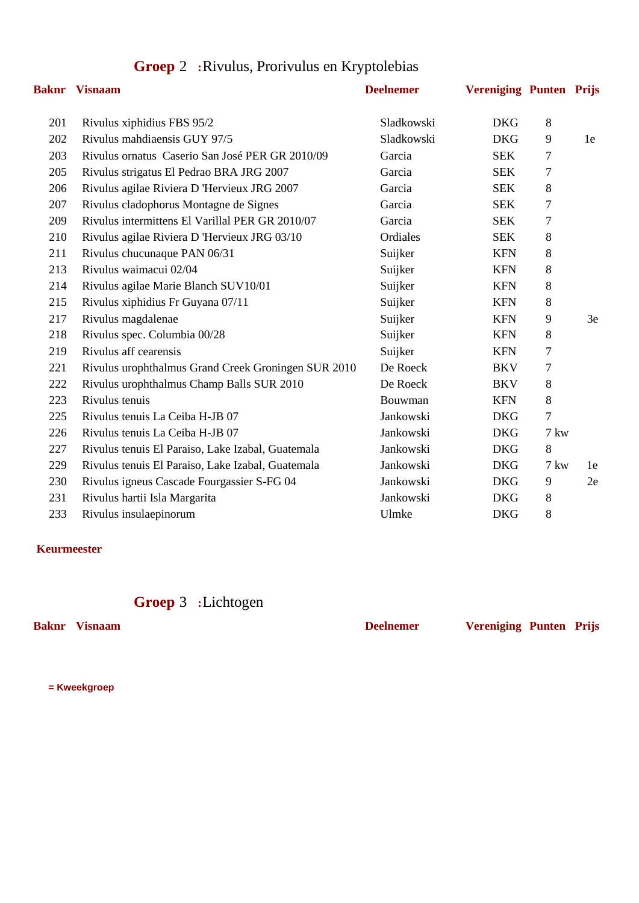## **Groep** 2 **:**Rivulus, Prorivulus en Kryptolebias

| Baknr | Visnaam | Deelnemer | Vereniging | Punten | Prijs |
|---|---|---|---|---|---|
| 201 | Rivulus xiphidius FBS 95/2 | Sladkowski | DKG | 8 | |
| 202 | Rivulus mahdiaensis GUY 97/5 | Sladkowski | DKG | 9 | 1e |
| 203 | Rivulus ornatus Caserio San José PER GR 2010/09 | Garcia | SEK | 7 | |
| 205 | Rivulus strigatus El Pedrao BRA JRG 2007 | Garcia | SEK | 7 | |
| 206 | Rivulus agilae Riviera D 'Hervieux JRG 2007 | Garcia | SEK | 8 | |
| 207 | Rivulus cladophorus Montagne de Signes | Garcia | SEK | 7 | |
| 209 | Rivulus intermittens El Varillal PER GR 2010/07 | Garcia | SEK | 7 | |
| 210 | Rivulus agilae Riviera D 'Hervieux JRG 03/10 | Ordiales | SEK | 8 | |
| 211 | Rivulus chucunaque PAN 06/31 | Suijker | KFN | 8 | |
| 213 | Rivulus waimacui 02/04 | Suijker | KFN | 8 | |
| 214 | Rivulus agilae Marie Blanch SUV10/01 | Suijker | KFN | 8 | |
| 215 | Rivulus xiphidius Fr Guyana 07/11 | Suijker | KFN | 8 | |
| 217 | Rivulus magdalenae | Suijker | KFN | 9 | 3e |
| 218 | Rivulus spec. Columbia 00/28 | Suijker | KFN | 8 | |
| 219 | Rivulus aff cearensis | Suijker | KFN | 7 | |
| 221 | Rivulus urophthalmus Grand Creek Groningen SUR 2010 | De Roeck | BKV | 7 | |
| 222 | Rivulus urophthalmus Champ Balls SUR 2010 | De Roeck | BKV | 8 | |
| 223 | Rivulus tenuis | Bouwman | KFN | 8 | |
| 225 | Rivulus tenuis La Ceiba H-JB 07 | Jankowski | DKG | 7 | |
| 226 | Rivulus tenuis La Ceiba H-JB 07 | Jankowski | DKG | 7 kw | |
| 227 | Rivulus tenuis El Paraiso, Lake Izabal, Guatemala | Jankowski | DKG | 8 | |
| 229 | Rivulus tenuis El Paraiso, Lake Izabal, Guatemala | Jankowski | DKG | 7 kw | 1e |
| 230 | Rivulus igneus Cascade Fourgassier S-FG 04 | Jankowski | DKG | 9 | 2e |
| 231 | Rivulus hartii Isla Margarita | Jankowski | DKG | 8 | |
| 233 | Rivulus insulaepinorum | Ulmke | DKG | 8 | |

**Keurmeester**

## **Groep** 3 **:**Lichtogen

| Baknr | Visnaam | Deelnemer | Vereniging | Punten | Prijs |
|---|---|---|---|---|---|

**= Kweekgroep**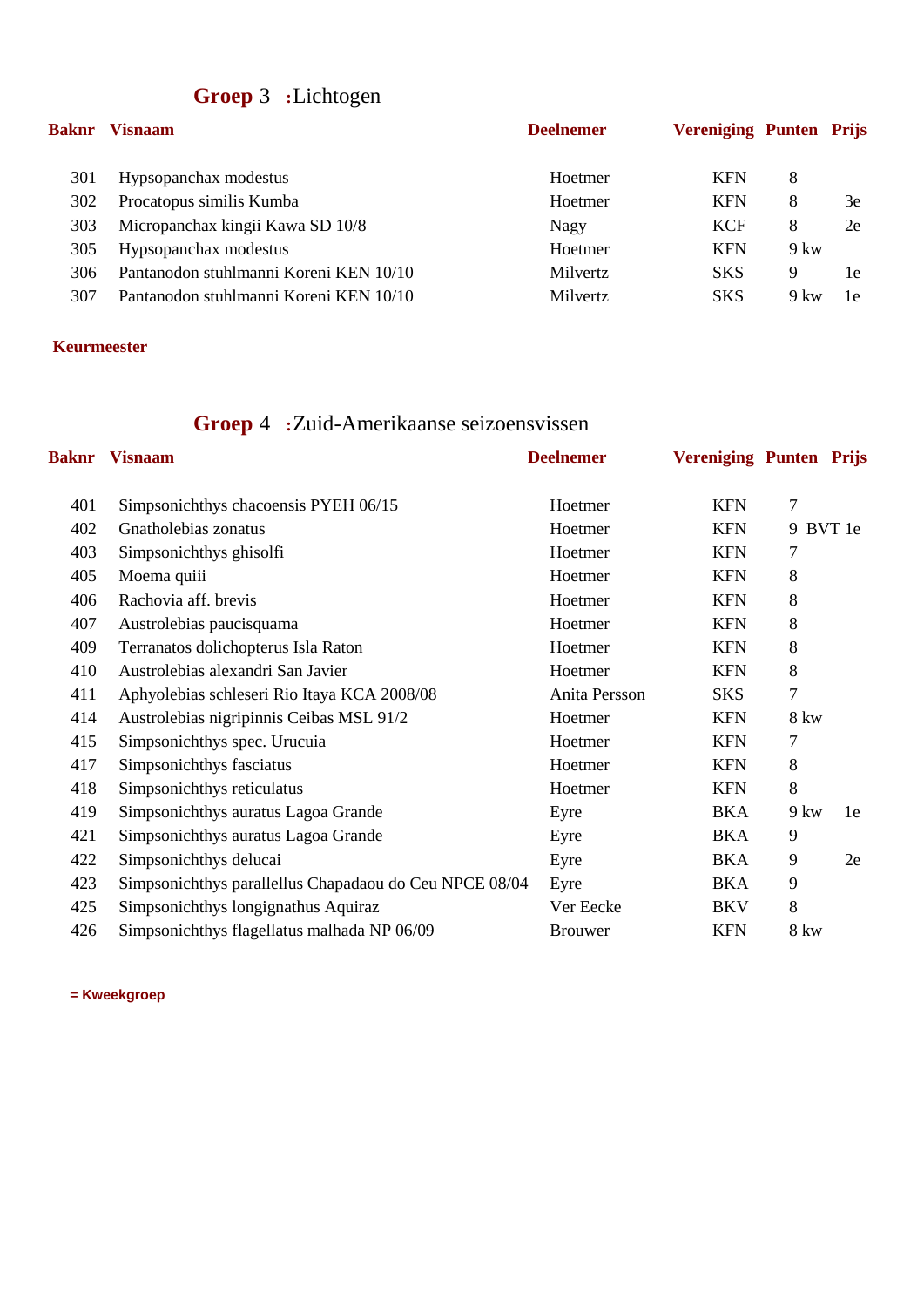## Groep 3 :Lichtogen

| Baknr | Visnaam | Deelnemer | Vereniging | Punten | Prijs |
|---|---|---|---|---|---|
| 301 | Hypsopanchax modestus | Hoetmer | KFN | 8 | |
| 302 | Procatopus similis Kumba | Hoetmer | KFN | 8 | 3e |
| 303 | Micropanchax kingii Kawa SD 10/8 | Nagy | KCF | 8 | 2e |
| 305 | Hypsopanchax modestus | Hoetmer | KFN | 9 kw | |
| 306 | Pantanodon stuhlmanni Koreni KEN 10/10 | Milvertz | SKS | 9 | 1e |
| 307 | Pantanodon stuhlmanni Koreni KEN 10/10 | Milvertz | SKS | 9 kw | 1e |

**Keurmeester**

## Groep 4 :Zuid-Amerikaanse seizoensvissen

| Baknr | Visnaam | Deelnemer | Vereniging | Punten | Prijs |
|---|---|---|---|---|---|
| 401 | Simpsonichthys chacoensis PYEH 06/15 | Hoetmer | KFN | 7 | |
| 402 | Gnatholebias zonatus | Hoetmer | KFN | 9 | BVT 1e |
| 403 | Simpsonichthys ghisolfi | Hoetmer | KFN | 7 | |
| 405 | Moema quiii | Hoetmer | KFN | 8 | |
| 406 | Rachovia aff. brevis | Hoetmer | KFN | 8 | |
| 407 | Austrolebias paucisquama | Hoetmer | KFN | 8 | |
| 409 | Terranatos dolichopterus Isla Raton | Hoetmer | KFN | 8 | |
| 410 | Austrolebias alexandri San Javier | Hoetmer | KFN | 8 | |
| 411 | Aphyolebias schleseri Rio Itaya KCA 2008/08 | Anita Persson | SKS | 7 | |
| 414 | Austrolebias nigripinnis Ceibas MSL 91/2 | Hoetmer | KFN | 8 kw | |
| 415 | Simpsonichthys spec. Urucuia | Hoetmer | KFN | 7 | |
| 417 | Simpsonichthys fasciatus | Hoetmer | KFN | 8 | |
| 418 | Simpsonichthys reticulatus | Hoetmer | KFN | 8 | |
| 419 | Simpsonichthys auratus Lagoa Grande | Eyre | BKA | 9 kw | 1e |
| 421 | Simpsonichthys auratus Lagoa Grande | Eyre | BKA | 9 | |
| 422 | Simpsonichthys delucai | Eyre | BKA | 9 | 2e |
| 423 | Simpsonichthys parallellus Chapadaou do Ceu NPCE 08/04 | Eyre | BKA | 9 | |
| 425 | Simpsonichthys longignathus Aquiraz | Ver Eecke | BKV | 8 | |
| 426 | Simpsonichthys flagellatus malhada NP 06/09 | Brouwer | KFN | 8 kw | |

**= Kweekgroep**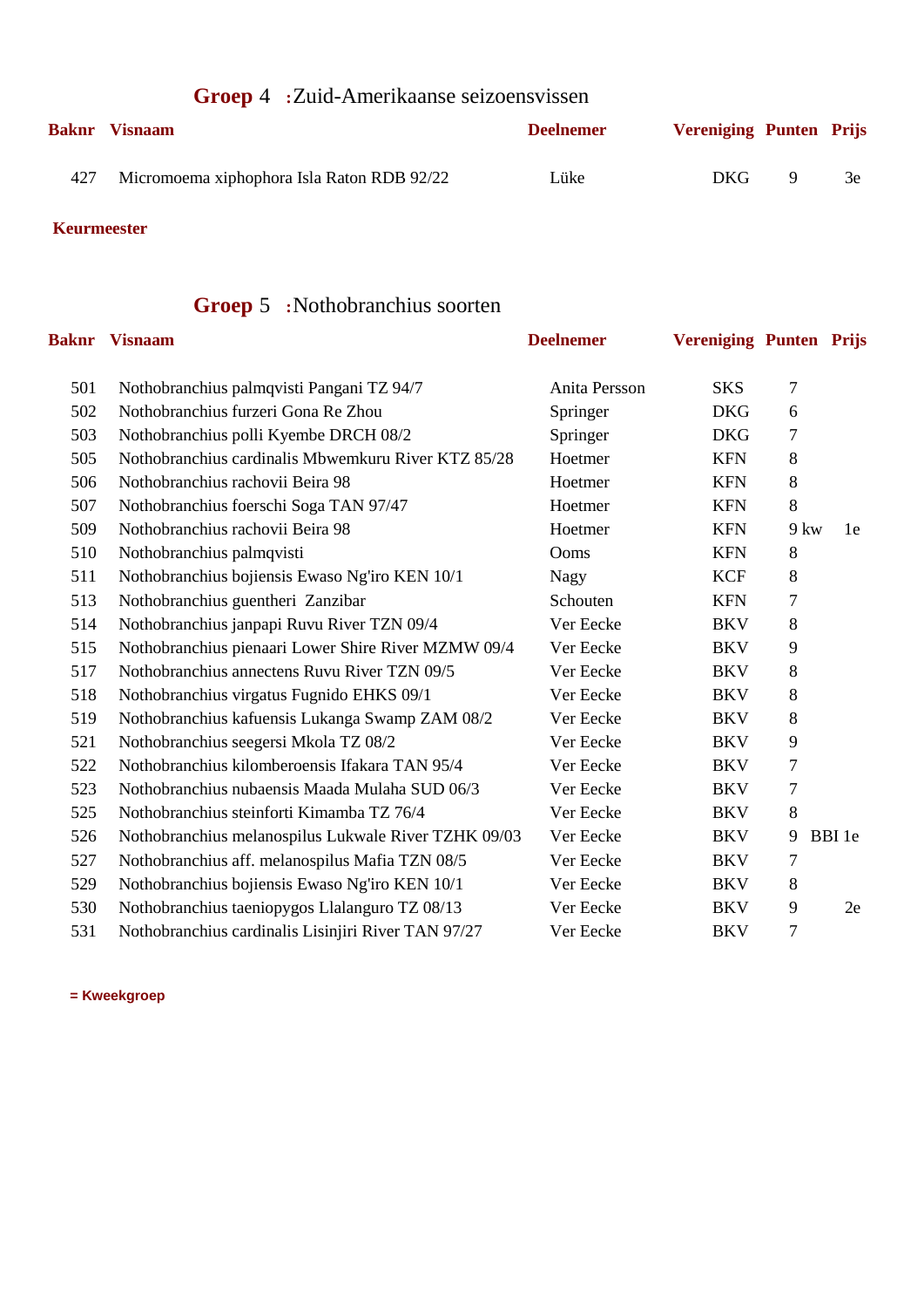## Groep 4 :Zuid-Amerikaanse seizoensvissen

| Baknr | Visnaam | Deelnemer | Vereniging | Punten | Prijs |
|---|---|---|---|---|---|
| 427 | Micromoema xiphophora Isla Raton RDB 92/22 | Lüke | DKG | 9 | 3e |

**Keurmeester**

## Groep 5 :Nothobranchius soorten

| Baknr | Visnaam | Deelnemer | Vereniging | Punten | Prijs |
|---|---|---|---|---|---|
| 501 | Nothobranchius palmqvisti Pangani TZ 94/7 | Anita Persson | SKS | 7 | |
| 502 | Nothobranchius furzeri Gona Re Zhou | Springer | DKG | 6 | |
| 503 | Nothobranchius polli Kyembe DRCH 08/2 | Springer | DKG | 7 | |
| 505 | Nothobranchius cardinalis Mbwemkuru River KTZ 85/28 | Hoetmer | KFN | 8 | |
| 506 | Nothobranchius rachovii Beira 98 | Hoetmer | KFN | 8 | |
| 507 | Nothobranchius foerschi Soga TAN 97/47 | Hoetmer | KFN | 8 | |
| 509 | Nothobranchius rachovii Beira 98 | Hoetmer | KFN | 9 kw | 1e |
| 510 | Nothobranchius palmqvisti | Ooms | KFN | 8 | |
| 511 | Nothobranchius bojiensis Ewaso Ng'iro KEN 10/1 | Nagy | KCF | 8 | |
| 513 | Nothobranchius guentheri Zanzibar | Schouten | KFN | 7 | |
| 514 | Nothobranchius janpapi Ruvu River TZN 09/4 | Ver Eecke | BKV | 8 | |
| 515 | Nothobranchius pienaari Lower Shire River MZMW 09/4 | Ver Eecke | BKV | 9 | |
| 517 | Nothobranchius annectens Ruvu River TZN 09/5 | Ver Eecke | BKV | 8 | |
| 518 | Nothobranchius virgatus Fugnido EHKS 09/1 | Ver Eecke | BKV | 8 | |
| 519 | Nothobranchius kafuensis Lukanga Swamp ZAM 08/2 | Ver Eecke | BKV | 8 | |
| 521 | Nothobranchius seegersi Mkola TZ 08/2 | Ver Eecke | BKV | 9 | |
| 522 | Nothobranchius kilomberoensis Ifakara TAN 95/4 | Ver Eecke | BKV | 7 | |
| 523 | Nothobranchius nubaensis Maada Mulaha SUD 06/3 | Ver Eecke | BKV | 7 | |
| 525 | Nothobranchius steinforti Kimamba TZ 76/4 | Ver Eecke | BKV | 8 | |
| 526 | Nothobranchius melanospilus Lukwale River TZHK 09/03 | Ver Eecke | BKV | 9 | BBI 1e |
| 527 | Nothobranchius aff. melanospilus Mafia TZN 08/5 | Ver Eecke | BKV | 7 | |
| 529 | Nothobranchius bojiensis Ewaso Ng'iro KEN 10/1 | Ver Eecke | BKV | 8 | |
| 530 | Nothobranchius taeniopygos Llalanguro TZ 08/13 | Ver Eecke | BKV | 9 | 2e |
| 531 | Nothobranchius cardinalis Lisinjiri River TAN 97/27 | Ver Eecke | BKV | 7 | |

**= Kweekgroep**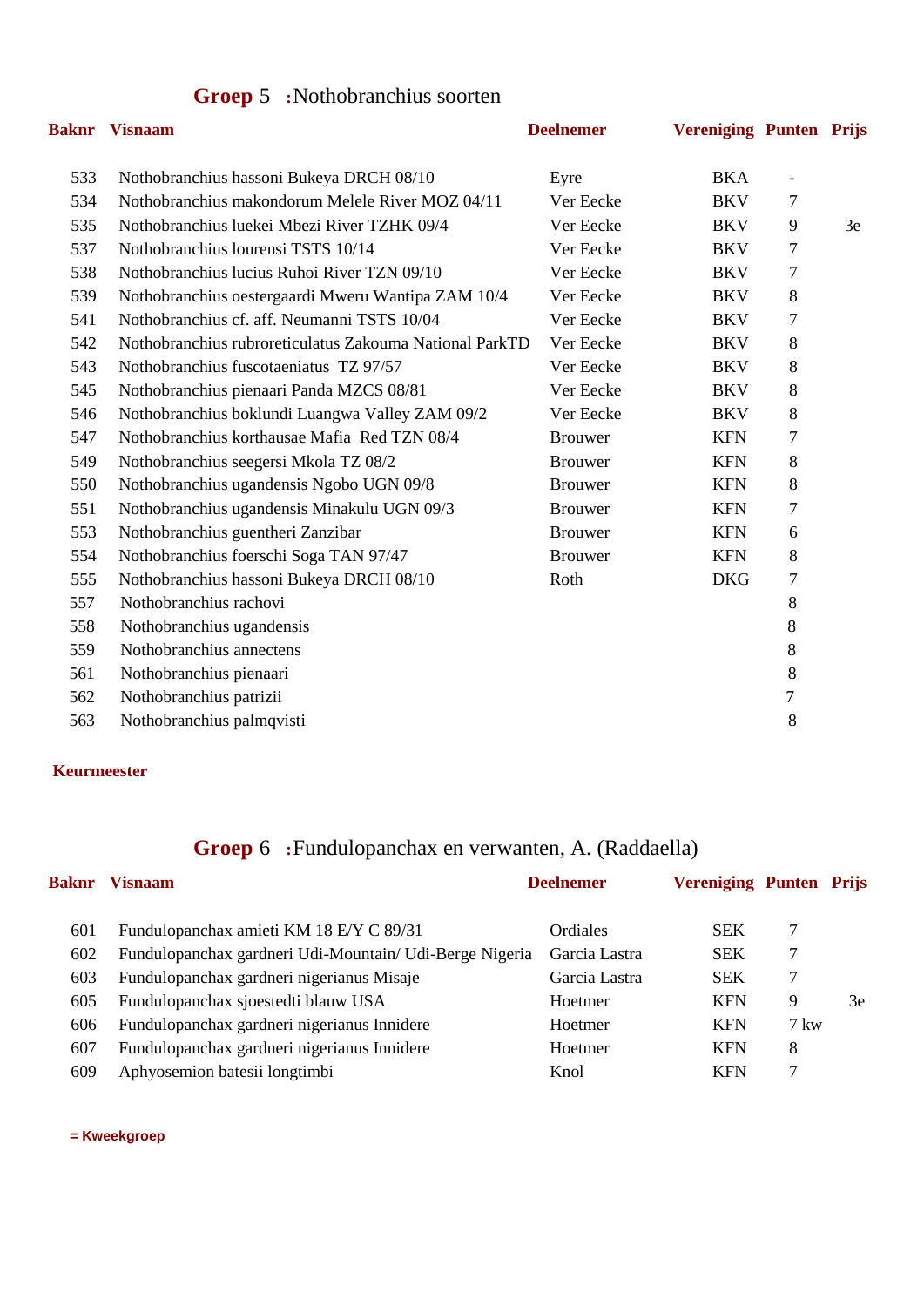## **Groep** 5 **:** Nothobranchius soorten

| Baknr | Visnaam | Deelnemer | Vereniging | Punten | Prijs |
|---|---|---|---|---|---|
| 533 | Nothobranchius hassoni Bukeya DRCH 08/10 | Eyre | BKA | - | |
| 534 | Nothobranchius makondorum Melele River MOZ 04/11 | Ver Eecke | BKV | 7 | |
| 535 | Nothobranchius luekei Mbezi River TZHK 09/4 | Ver Eecke | BKV | 9 | 3e |
| 537 | Nothobranchius lourensi TSTS 10/14 | Ver Eecke | BKV | 7 | |
| 538 | Nothobranchius lucius Ruhoi River TZN 09/10 | Ver Eecke | BKV | 7 | |
| 539 | Nothobranchius oestergaardi Mweru Wantipa ZAM 10/4 | Ver Eecke | BKV | 8 | |
| 541 | Nothobranchius cf. aff. Neumanni TSTS 10/04 | Ver Eecke | BKV | 7 | |
| 542 | Nothobranchius rubroreticulatus Zakouma National ParkTD | Ver Eecke | BKV | 8 | |
| 543 | Nothobranchius fuscotaeniatus TZ 97/57 | Ver Eecke | BKV | 8 | |
| 545 | Nothobranchius pienaari Panda MZCS 08/81 | Ver Eecke | BKV | 8 | |
| 546 | Nothobranchius boklundi Luangwa Valley ZAM 09/2 | Ver Eecke | BKV | 8 | |
| 547 | Nothobranchius korthausae Mafia Red TZN 08/4 | Brouwer | KFN | 7 | |
| 549 | Nothobranchius seegersi Mkola TZ 08/2 | Brouwer | KFN | 8 | |
| 550 | Nothobranchius ugandensis Ngobo UGN 09/8 | Brouwer | KFN | 8 | |
| 551 | Nothobranchius ugandensis Minakulu UGN 09/3 | Brouwer | KFN | 7 | |
| 553 | Nothobranchius guentheri Zanzibar | Brouwer | KFN | 6 | |
| 554 | Nothobranchius foerschi Soga TAN 97/47 | Brouwer | KFN | 8 | |
| 555 | Nothobranchius hassoni Bukeya DRCH 08/10 | Roth | DKG | 7 | |
| 557 | Nothobranchius rachovi | | | 8 | |
| 558 | Nothobranchius ugandensis | | | 8 | |
| 559 | Nothobranchius annectens | | | 8 | |
| 561 | Nothobranchius pienaari | | | 8 | |
| 562 | Nothobranchius patrizii | | | 7 | |
| 563 | Nothobranchius palmqvisti | | | 8 | |

**Keurmeester**

## **Groep** 6 **:** Fundulopanchax en verwanten, A. (Raddaella)

| Baknr | Visnaam | Deelnemer | Vereniging | Punten | Prijs |
|---|---|---|---|---|---|
| 601 | Fundulopanchax amieti KM 18 E/Y C 89/31 | Ordiales | SEK | 7 | |
| 602 | Fundulopanchax gardneri Udi-Mountain/ Udi-Berge Nigeria | Garcia Lastra | SEK | 7 | |
| 603 | Fundulopanchax gardneri nigerianus Misaje | Garcia Lastra | SEK | 7 | |
| 605 | Fundulopanchax sjoestedti blauw USA | Hoetmer | KFN | 9 | 3e |
| 606 | Fundulopanchax gardneri nigerianus Innidere | Hoetmer | KFN | 7 kw | |
| 607 | Fundulopanchax gardneri nigerianus Innidere | Hoetmer | KFN | 8 | |
| 609 | Aphyosemion batesii longtimbi | Knol | KFN | 7 | |

**= Kweekgroep**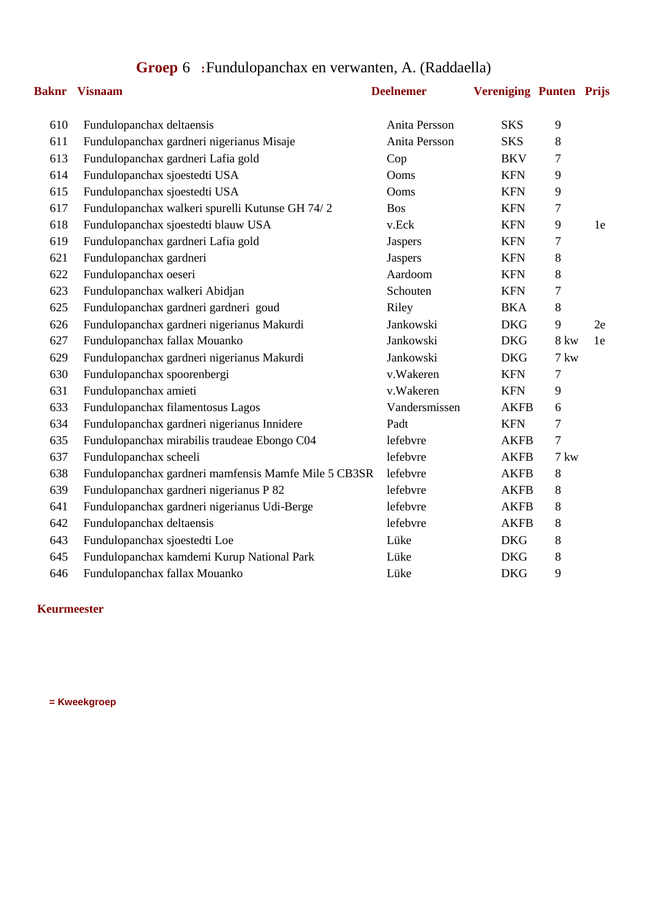# Groep 6 : Fundulopanchax en verwanten, A. (Raddaella)

| Baknr | Visnaam | Deelnemer | Vereniging | Punten | Prijs |
|---|---|---|---|---|---|
| 610 | Fundulopanchax deltaensis | Anita Persson | SKS | 9 | |
| 611 | Fundulopanchax gardneri nigerianus Misaje | Anita Persson | SKS | 8 | |
| 613 | Fundulopanchax gardneri Lafia gold | Cop | BKV | 7 | |
| 614 | Fundulopanchax sjoestedti USA | Ooms | KFN | 9 | |
| 615 | Fundulopanchax sjoestedti USA | Ooms | KFN | 9 | |
| 617 | Fundulopanchax walkeri spurelli Kutunse GH 74/ 2 | Bos | KFN | 7 | |
| 618 | Fundulopanchax sjoestedti blauw USA | v.Eck | KFN | 9 | 1e |
| 619 | Fundulopanchax gardneri Lafia gold | Jaspers | KFN | 7 | |
| 621 | Fundulopanchax gardneri | Jaspers | KFN | 8 | |
| 622 | Fundulopanchax oeseri | Aardoom | KFN | 8 | |
| 623 | Fundulopanchax walkeri Abidjan | Schouten | KFN | 7 | |
| 625 | Fundulopanchax gardneri gardneri goud | Riley | BKA | 8 | |
| 626 | Fundulopanchax gardneri nigerianus Makurdi | Jankowski | DKG | 9 | 2e |
| 627 | Fundulopanchax fallax Mouanko | Jankowski | DKG | 8 kw | 1e |
| 629 | Fundulopanchax gardneri nigerianus Makurdi | Jankowski | DKG | 7 kw | |
| 630 | Fundulopanchax spoorenbergi | v.Wakeren | KFN | 7 | |
| 631 | Fundulopanchax amieti | v.Wakeren | KFN | 9 | |
| 633 | Fundulopanchax filamentosus Lagos | Vandersmissen | AKFB | 6 | |
| 634 | Fundulopanchax gardneri nigerianus Innidere | Padt | KFN | 7 | |
| 635 | Fundulopanchax mirabilis traudeae Ebongo C04 | lefebvre | AKFB | 7 | |
| 637 | Fundulopanchax scheeli | lefebvre | AKFB | 7 kw | |
| 638 | Fundulopanchax gardneri mamfensis Mamfe Mile 5 CB3SR | lefebvre | AKFB | 8 | |
| 639 | Fundulopanchax gardneri nigerianus P 82 | lefebvre | AKFB | 8 | |
| 641 | Fundulopanchax gardneri nigerianus Udi-Berge | lefebvre | AKFB | 8 | |
| 642 | Fundulopanchax deltaensis | lefebvre | AKFB | 8 | |
| 643 | Fundulopanchax sjoestedti Loe | Lüke | DKG | 8 | |
| 645 | Fundulopanchax kamdemi Kurup National Park | Lüke | DKG | 8 | |
| 646 | Fundulopanchax fallax Mouanko | Lüke | DKG | 9 | |

**Keurmeester**

**= Kweekgroep**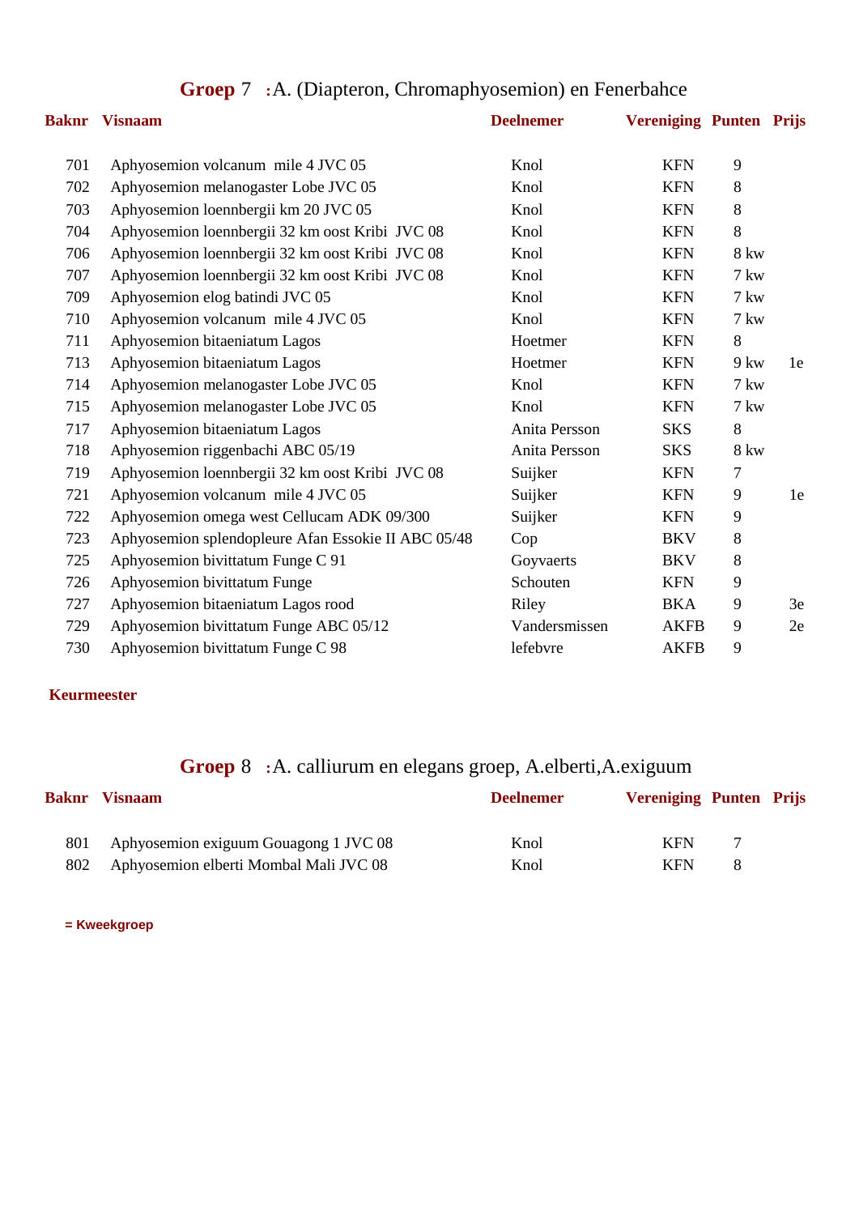## Groep 7 : A. (Diapteron, Chromaphyosemion) en Fenerbahce

| Baknr | Visnaam | Deelnemer | Vereniging | Punten | Prijs |
|---|---|---|---|---|---|
| 701 | Aphyosemion volcanum mile 4 JVC 05 | Knol | KFN | 9 | |
| 702 | Aphyosemion melanogaster Lobe JVC 05 | Knol | KFN | 8 | |
| 703 | Aphyosemion loennbergii km 20 JVC 05 | Knol | KFN | 8 | |
| 704 | Aphyosemion loennbergii 32 km oost Kribi JVC 08 | Knol | KFN | 8 | |
| 706 | Aphyosemion loennbergii 32 km oost Kribi JVC 08 | Knol | KFN | 8 kw | |
| 707 | Aphyosemion loennbergii 32 km oost Kribi JVC 08 | Knol | KFN | 7 kw | |
| 709 | Aphyosemion elog batindi JVC 05 | Knol | KFN | 7 kw | |
| 710 | Aphyosemion volcanum mile 4 JVC 05 | Knol | KFN | 7 kw | |
| 711 | Aphyosemion bitaeniatum Lagos | Hoetmer | KFN | 8 | |
| 713 | Aphyosemion bitaeniatum Lagos | Hoetmer | KFN | 9 kw | 1e |
| 714 | Aphyosemion melanogaster Lobe JVC 05 | Knol | KFN | 7 kw | |
| 715 | Aphyosemion melanogaster Lobe JVC 05 | Knol | KFN | 7 kw | |
| 717 | Aphyosemion bitaeniatum Lagos | Anita Persson | SKS | 8 | |
| 718 | Aphyosemion riggenbachi ABC 05/19 | Anita Persson | SKS | 8 kw | |
| 719 | Aphyosemion loennbergii 32 km oost Kribi JVC 08 | Suijker | KFN | 7 | |
| 721 | Aphyosemion volcanum mile 4 JVC 05 | Suijker | KFN | 9 | 1e |
| 722 | Aphyosemion omega west Cellucam ADK 09/300 | Suijker | KFN | 9 | |
| 723 | Aphyosemion splendopleure Afan Essokie II ABC 05/48 | Cop | BKV | 8 | |
| 725 | Aphyosemion bivittatum Funge C 91 | Goyvaerts | BKV | 8 | |
| 726 | Aphyosemion bivittatum Funge | Schouten | KFN | 9 | |
| 727 | Aphyosemion bitaeniatum Lagos rood | Riley | BKA | 9 | 3e |
| 729 | Aphyosemion bivittatum Funge ABC 05/12 | Vandersmissen | AKFB | 9 | 2e |
| 730 | Aphyosemion bivittatum Funge C 98 | lefebvre | AKFB | 9 | |

**Keurmeester**

## Groep 8 : A. calliurum en elegans groep, A.elberti,A.exiguum

| Baknr | Visnaam | Deelnemer | Vereniging | Punten | Prijs |
|---|---|---|---|---|---|
| 801 | Aphyosemion exiguum Gouagong 1 JVC 08 | Knol | KFN | 7 | |
| 802 | Aphyosemion elberti Mombal Mali JVC 08 | Knol | KFN | 8 | |

**= Kweekgroep**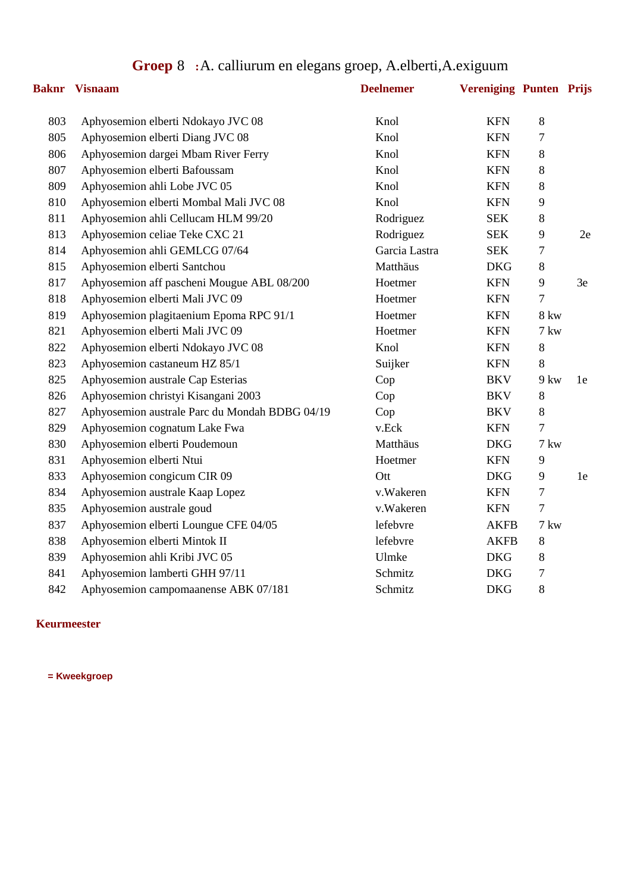# Groep 8 : A. calliurum en elegans groep, A.elberti,A.exiguum

| Baknr | Visnaam | Deelnemer | Vereniging | Punten | Prijs |
|---|---|---|---|---|---|
| 803 | Aphyosemion elberti Ndokayo JVC 08 | Knol | KFN | 8 | |
| 805 | Aphyosemion elberti Diang JVC 08 | Knol | KFN | 7 | |
| 806 | Aphyosemion dargei Mbam River Ferry | Knol | KFN | 8 | |
| 807 | Aphyosemion elberti Bafoussam | Knol | KFN | 8 | |
| 809 | Aphyosemion ahli Lobe JVC 05 | Knol | KFN | 8 | |
| 810 | Aphyosemion elberti Mombal Mali JVC 08 | Knol | KFN | 9 | |
| 811 | Aphyosemion ahli Cellucam HLM 99/20 | Rodriguez | SEK | 8 | |
| 813 | Aphyosemion celiae Teke CXC 21 | Rodriguez | SEK | 9 | 2e |
| 814 | Aphyosemion ahli GEMLCG 07/64 | Garcia Lastra | SEK | 7 | |
| 815 | Aphyosemion elberti Santchou | Matthäus | DKG | 8 | |
| 817 | Aphyosemion aff pascheni Mougue ABL 08/200 | Hoetmer | KFN | 9 | 3e |
| 818 | Aphyosemion elberti Mali JVC 09 | Hoetmer | KFN | 7 | |
| 819 | Aphyosemion plagitaenium Epoma RPC 91/1 | Hoetmer | KFN | 8 kw | |
| 821 | Aphyosemion elberti Mali JVC 09 | Hoetmer | KFN | 7 kw | |
| 822 | Aphyosemion elberti Ndokayo JVC 08 | Knol | KFN | 8 | |
| 823 | Aphyosemion castaneum HZ 85/1 | Suijker | KFN | 8 | |
| 825 | Aphyosemion australe Cap Esterias | Cop | BKV | 9 kw | 1e |
| 826 | Aphyosemion christyi Kisangani 2003 | Cop | BKV | 8 | |
| 827 | Aphyosemion australe Parc du Mondah BDBG 04/19 | Cop | BKV | 8 | |
| 829 | Aphyosemion cognatum Lake Fwa | v.Eck | KFN | 7 | |
| 830 | Aphyosemion elberti Poudemoun | Matthäus | DKG | 7 kw | |
| 831 | Aphyosemion elberti Ntui | Hoetmer | KFN | 9 | |
| 833 | Aphyosemion congicum CIR 09 | Ott | DKG | 9 | 1e |
| 834 | Aphyosemion australe Kaap Lopez | v.Wakeren | KFN | 7 | |
| 835 | Aphyosemion australe goud | v.Wakeren | KFN | 7 | |
| 837 | Aphyosemion elberti Loungue CFE 04/05 | lefebvre | AKFB | 7 kw | |
| 838 | Aphyosemion elberti Mintok II | lefebvre | AKFB | 8 | |
| 839 | Aphyosemion ahli Kribi JVC 05 | Ulmke | DKG | 8 | |
| 841 | Aphyosemion lamberti GHH 97/11 | Schmitz | DKG | 7 | |
| 842 | Aphyosemion campomaanense ABK 07/181 | Schmitz | DKG | 8 | |

**Keurmeester**

**= Kweekgroep**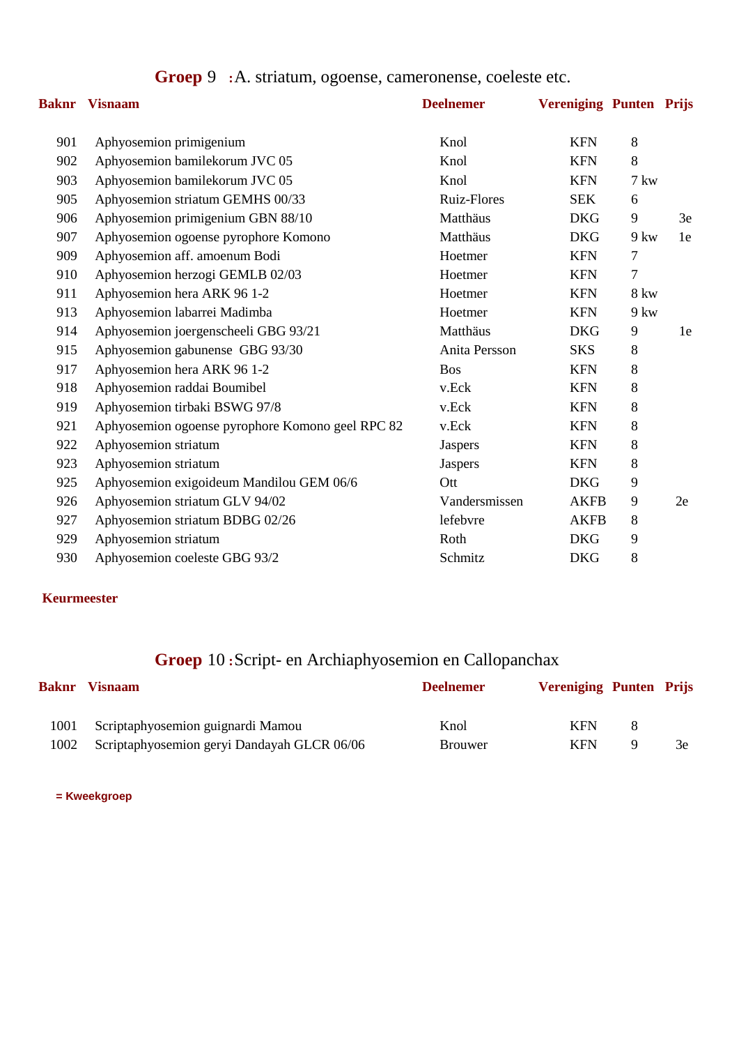## Groep 9 : A. striatum, ogoense, cameronense, coeleste etc.

| Baknr | Visnaam | Deelnemer | Vereniging | Punten | Prijs |
|---|---|---|---|---|---|
| 901 | Aphyosemion primigenium | Knol | KFN | 8 | |
| 902 | Aphyosemion bamilekorum JVC 05 | Knol | KFN | 8 | |
| 903 | Aphyosemion bamilekorum JVC 05 | Knol | KFN | 7 kw | |
| 905 | Aphyosemion striatum GEMHS 00/33 | Ruiz-Flores | SEK | 6 | |
| 906 | Aphyosemion primigenium GBN 88/10 | Matthäus | DKG | 9 | 3e |
| 907 | Aphyosemion ogoense pyrophore Komono | Matthäus | DKG | 9 kw | 1e |
| 909 | Aphyosemion aff. amoenum Bodi | Hoetmer | KFN | 7 | |
| 910 | Aphyosemion herzogi GEMLB 02/03 | Hoetmer | KFN | 7 | |
| 911 | Aphyosemion hera ARK 96 1-2 | Hoetmer | KFN | 8 kw | |
| 913 | Aphyosemion labarrei Madimba | Hoetmer | KFN | 9 kw | |
| 914 | Aphyosemion joergenscheeli GBG 93/21 | Matthäus | DKG | 9 | 1e |
| 915 | Aphyosemion gabunense GBG 93/30 | Anita Persson | SKS | 8 | |
| 917 | Aphyosemion hera ARK 96 1-2 | Bos | KFN | 8 | |
| 918 | Aphyosemion raddai Boumibel | v.Eck | KFN | 8 | |
| 919 | Aphyosemion tirbaki BSWG 97/8 | v.Eck | KFN | 8 | |
| 921 | Aphyosemion ogoense pyrophore Komono geel RPC 82 | v.Eck | KFN | 8 | |
| 922 | Aphyosemion striatum | Jaspers | KFN | 8 | |
| 923 | Aphyosemion striatum | Jaspers | KFN | 8 | |
| 925 | Aphyosemion exigoideum Mandilou GEM 06/6 | Ott | DKG | 9 | |
| 926 | Aphyosemion striatum GLV 94/02 | Vandersmissen | AKFB | 9 | 2e |
| 927 | Aphyosemion striatum BDBG 02/26 | lefebvre | AKFB | 8 | |
| 929 | Aphyosemion striatum | Roth | DKG | 9 | |
| 930 | Aphyosemion coeleste GBG 93/2 | Schmitz | DKG | 8 | |

**Keurmeester**

## Groep 10 : Script- en Archiaphyosemion en Callopanchax

| Baknr | Visnaam | Deelnemer | Vereniging | Punten | Prijs |
|---|---|---|---|---|---|
| 1001 | Scriptaphyosemion guignardi Mamou | Knol | KFN | 8 | |
| 1002 | Scriptaphyosemion geryi Dandayah GLCR 06/06 | Brouwer | KFN | 9 | 3e |

**= Kweekgroep**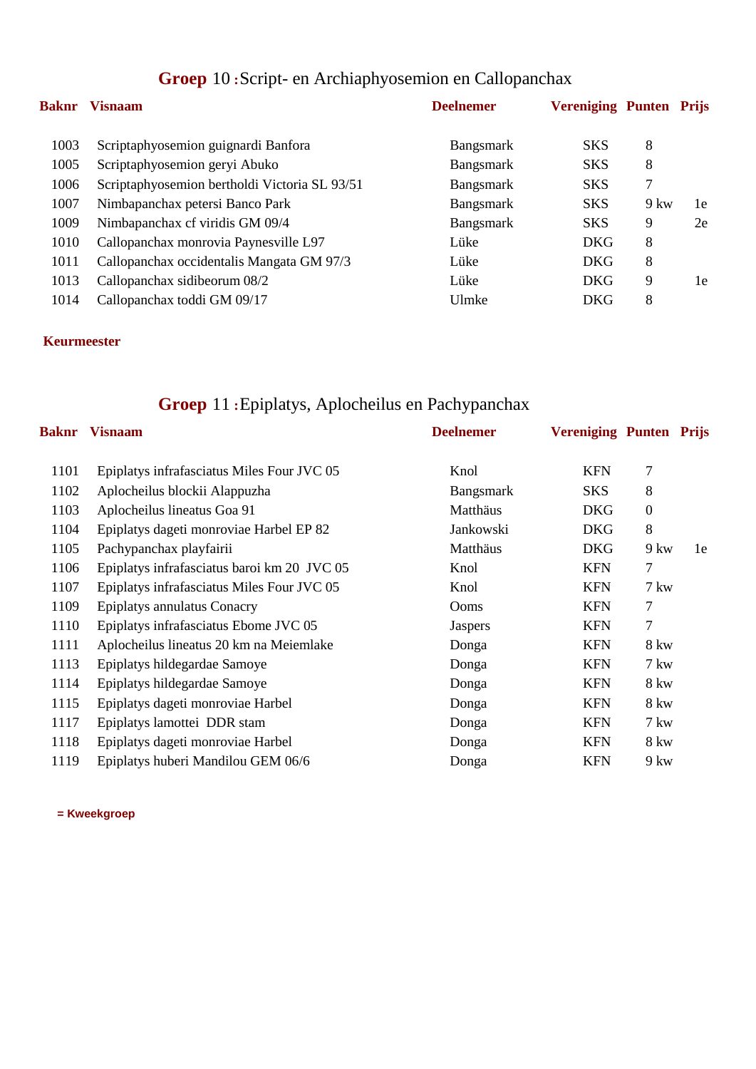## **Groep** 10 **:** Script- en Archiaphyosemion en Callopanchax

| Baknr | Visnaam | Deelnemer | Vereniging | Punten | Prijs |
|---|---|---|---|---|---|
| 1003 | Scriptaphyosemion guignardi Banfora | Bangsmark | SKS | 8 | |
| 1005 | Scriptaphyosemion geryi Abuko | Bangsmark | SKS | 8 | |
| 1006 | Scriptaphyosemion bertholdi Victoria SL 93/51 | Bangsmark | SKS | 7 | |
| 1007 | Nimbapanchax petersi Banco Park | Bangsmark | SKS | 9 kw | 1e |
| 1009 | Nimbapanchax cf viridis GM 09/4 | Bangsmark | SKS | 9 | 2e |
| 1010 | Callopanchax monrovia Paynesville L97 | Lüke | DKG | 8 | |
| 1011 | Callopanchax occidentalis Mangata GM 97/3 | Lüke | DKG | 8 | |
| 1013 | Callopanchax sidibeorum 08/2 | Lüke | DKG | 9 | 1e |
| 1014 | Callopanchax toddi GM 09/17 | Ulmke | DKG | 8 | |

**Keurmeester**

## **Groep** 11 **:** Epiplatys, Aplocheilus en Pachypanchax

| Baknr | Visnaam | Deelnemer | Vereniging | Punten | Prijs |
|---|---|---|---|---|---|
| 1101 | Epiplatys infrafasciatus Miles Four JVC 05 | Knol | KFN | 7 | |
| 1102 | Aplocheilus blockii Alappuzha | Bangsmark | SKS | 8 | |
| 1103 | Aplocheilus lineatus Goa 91 | Matthäus | DKG | 0 | |
| 1104 | Epiplatys dageti monroviae Harbel EP 82 | Jankowski | DKG | 8 | |
| 1105 | Pachypanchax playfairii | Matthäus | DKG | 9 kw | 1e |
| 1106 | Epiplatys infrafasciatus baroi km 20 JVC 05 | Knol | KFN | 7 | |
| 1107 | Epiplatys infrafasciatus Miles Four JVC 05 | Knol | KFN | 7 kw | |
| 1109 | Epiplatys annulatus Conacry | Ooms | KFN | 7 | |
| 1110 | Epiplatys infrafasciatus Ebome JVC 05 | Jaspers | KFN | 7 | |
| 1111 | Aplocheilus lineatus 20 km na Meiemlake | Donga | KFN | 8 kw | |
| 1113 | Epiplatys hildegardae Samoye | Donga | KFN | 7 kw | |
| 1114 | Epiplatys hildegardae Samoye | Donga | KFN | 8 kw | |
| 1115 | Epiplatys dageti monroviae Harbel | Donga | KFN | 8 kw | |
| 1117 | Epiplatys lamottei DDR stam | Donga | KFN | 7 kw | |
| 1118 | Epiplatys dageti monroviae Harbel | Donga | KFN | 8 kw | |
| 1119 | Epiplatys huberi Mandilou GEM 06/6 | Donga | KFN | 9 kw | |

**= Kweekgroep**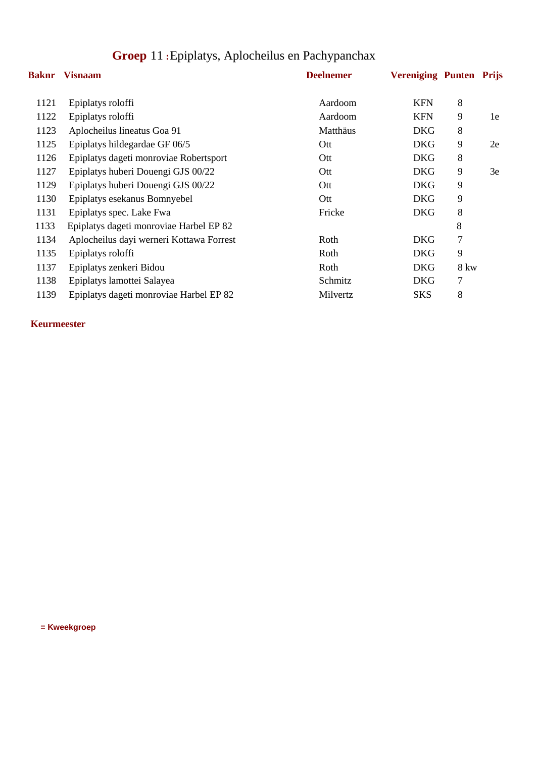## **Groep** 11 **:** Epiplatys, Aplocheilus en Pachypanchax

| Baknr | Visnaam | Deelnemer | Vereniging | Punten | Prijs |
|---|---|---|---|---|---|
| 1121 | Epiplatys roloffi | Aardoom | KFN | 8 | |
| 1122 | Epiplatys roloffi | Aardoom | KFN | 9 | 1e |
| 1123 | Aplocheilus lineatus Goa 91 | Matthäus | DKG | 8 | |
| 1125 | Epiplatys hildegardae GF 06/5 | Ott | DKG | 9 | 2e |
| 1126 | Epiplatys dageti monroviae Robertsport | Ott | DKG | 8 | |
| 1127 | Epiplatys huberi Douengi GJS 00/22 | Ott | DKG | 9 | 3e |
| 1129 | Epiplatys huberi Douengi GJS 00/22 | Ott | DKG | 9 | |
| 1130 | Epiplatys esekanus Bomnyebel | Ott | DKG | 9 | |
| 1131 | Epiplatys spec. Lake Fwa | Fricke | DKG | 8 | |
| 1133 | Epiplatys dageti monroviae Harbel EP 82 | | | 8 | |
| 1134 | Aplocheilus dayi werneri Kottawa Forrest | Roth | DKG | 7 | |
| 1135 | Epiplatys roloffi | Roth | DKG | 9 | |
| 1137 | Epiplatys zenkeri Bidou | Roth | DKG | 8 kw | |
| 1138 | Epiplatys lamottei Salayea | Schmitz | DKG | 7 | |
| 1139 | Epiplatys dageti monroviae Harbel EP 82 | Milvertz | SKS | 8 | |

**Keurmeester**

**= Kweekgroep**